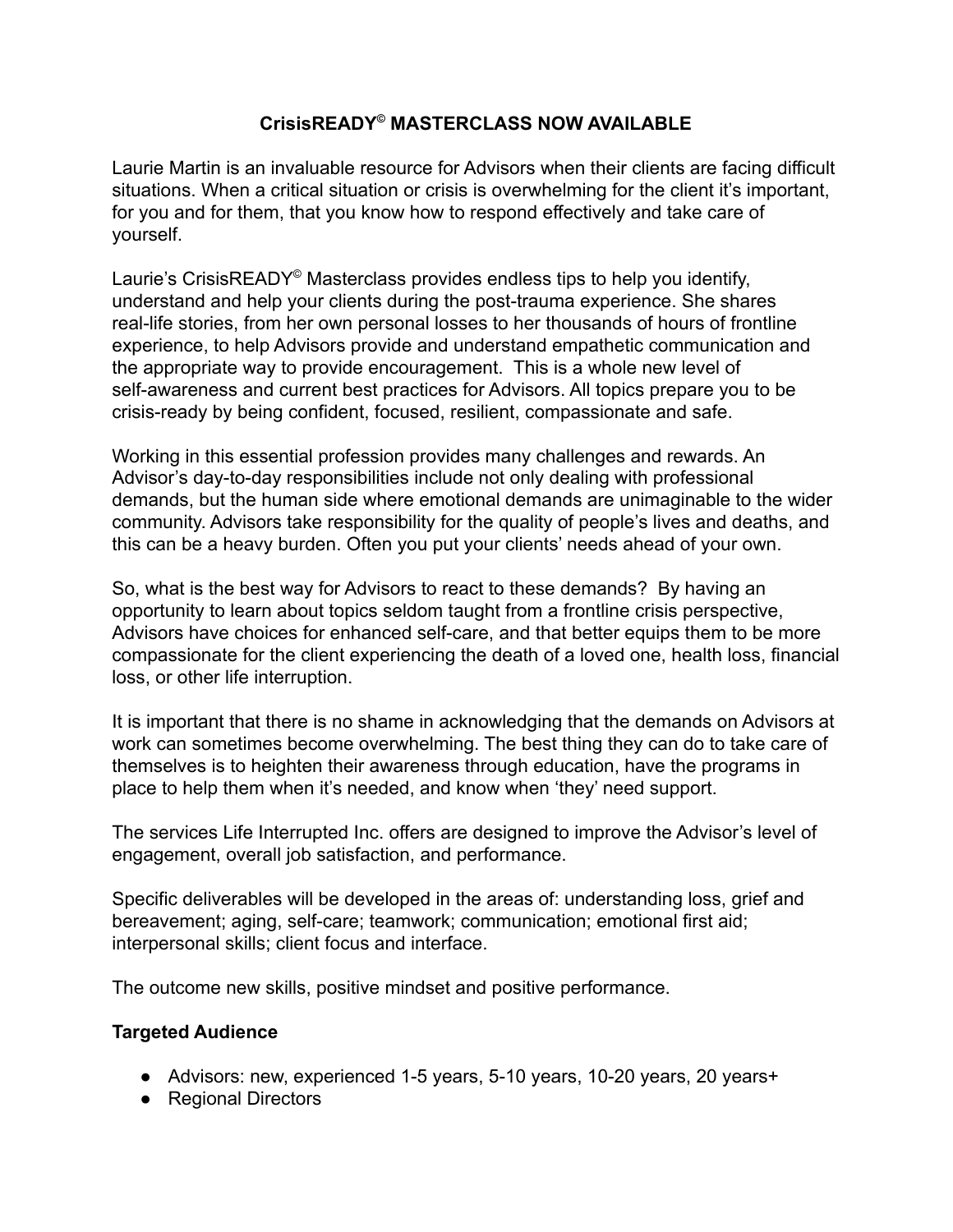# CrisisREADY© MASTERCLASS NOW AVAILABLE

Laurie Martin is an invaluable resource for Advisors when their clients are facing difficult situations. When a critical situation or crisis is overwhelming for the client it's important, for you and for them, that you know how to respond effectively and take care of yourself.

Laurie's CrisisREADY© Masterclass provides endless tips to help you identify, understand and help your clients during the post-trauma experience. She shares real-life stories, from her own personal losses to her thousands of hours of frontline experience, to help Advisors provide and understand empathetic communication and the appropriate way to provide encouragement. This is a whole new level of self-awareness and current best practices for Advisors. All topics prepare you to be crisis-ready by being confident, focused, resilient, compassionate and safe.

Working in this essential profession provides many challenges and rewards. An Advisor's day-to-day responsibilities include not only dealing with professional demands, but the human side where emotional demands are unimaginable to the wider community. Advisors take responsibility for the quality of people's lives and deaths, and this can be a heavy burden. Often you put your clients' needs ahead of your own.

So, what is the best way for Advisors to react to these demands? By having an opportunity to learn about topics seldom taught from a frontline crisis perspective, Advisors have choices for enhanced self-care, and that better equips them to be more compassionate for the client experiencing the death of a loved one, health loss, financial loss, or other life interruption.

It is important that there is no shame in acknowledging that the demands on Advisors at work can sometimes become overwhelming. The best thing they can do to take care of themselves is to heighten their awareness through education, have the programs in place to help them when it's needed, and know when 'they' need support.

The services Life Interrupted Inc. offers are designed to improve the Advisor's level of engagement, overall job satisfaction, and performance.

Specific deliverables will be developed in the areas of: understanding loss, grief and bereavement; aging, self-care; teamwork; communication; emotional first aid; interpersonal skills; client focus and interface.

The outcome new skills, positive mindset and positive performance.

**Targeted Audience**

- Advisors: new, experienced 1-5 years, 5-10 years, 10-20 years, 20 years+
- Regional Directors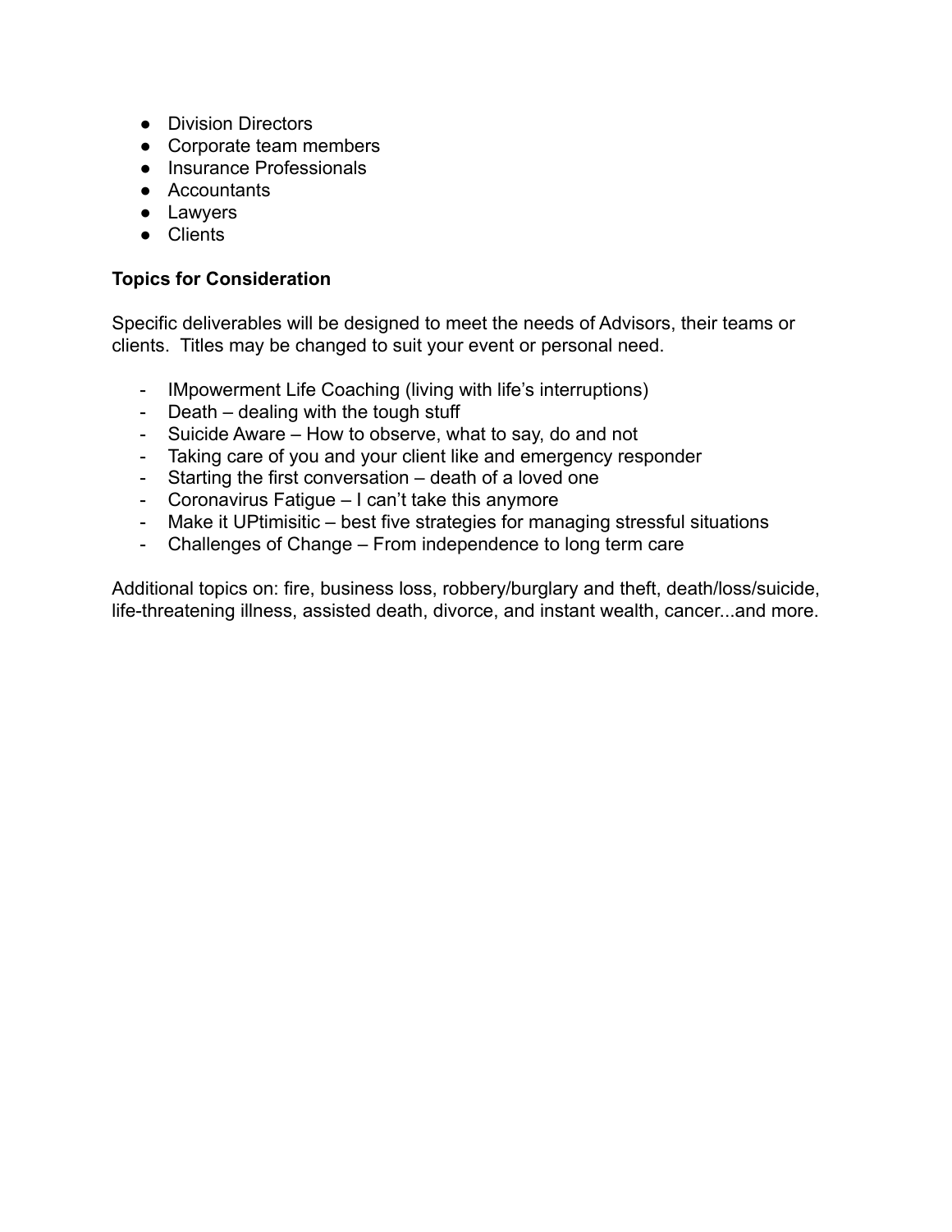- Division Directors
- Corporate team members
- Insurance Professionals
- Accountants
- Lawyers
- Clients

**Topics for Consideration**

Specific deliverables will be designed to meet the needs of Advisors, their teams or clients. Titles may be changed to suit your event or personal need.

- IMpowerment Life Coaching (living with life's interruptions)
- Death – dealing with the tough stuff
- Suicide Aware – How to observe, what to say, do and not
- Taking care of you and your client like and emergency responder
- Starting the first conversation – death of a loved one
- Coronavirus Fatigue – I can't take this anymore
- Make it UPtimisitic – best five strategies for managing stressful situations
- Challenges of Change – From independence to long term care

Additional topics on: fire, business loss, robbery/burglary and theft, death/loss/suicide, life-threatening illness, assisted death, divorce, and instant wealth, cancer...and more.